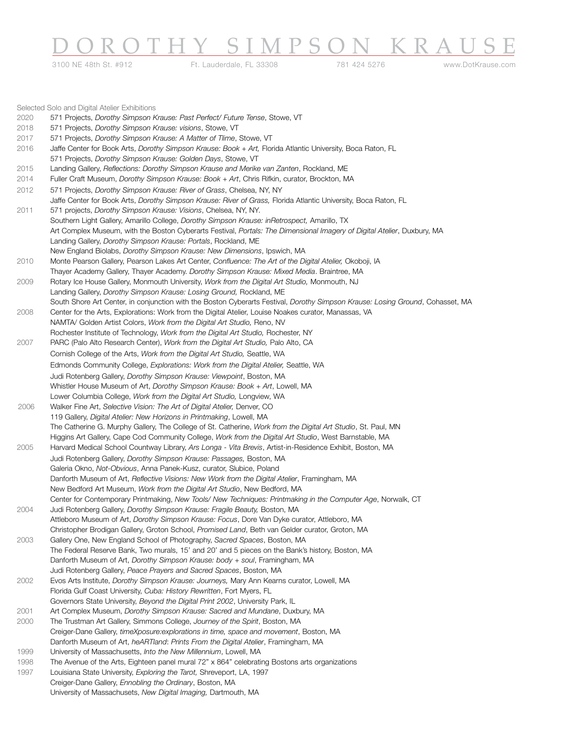# DOROTHY SIMPSON KRAUSE

3100 NE 48th St. #912 | Ft. Lauderdale, FL 33308 | 781 424 5276 | www.DotKrause.com

Selected Solo and Digital Atelier Exhibitions

2020 571 Projects, *Dorothy Simpson Krause: Past Perfect/ Future Tense*, Stowe, VT

2018 571 Projects, *Dorothy Simpson Krause: visions*, Stowe, VT

2017 571 Projects, *Dorothy Simpson Krause: A Matter of Tlime*, Stowe, VT

2016 Jaffe Center for Book Arts, *Dorothy Simpson Krause: Book + Art,* Florida Atlantic University, Boca Raton, FL
571 Projects, *Dorothy Simpson Krause: Golden Days*, Stowe, VT

2015 Landing Gallery, *Reflections: Dorothy Simpson Krause and Merike van Zanten*, Rockland, ME

2014 Fuller Craft Museum, *Dorothy Simpson Krause: Book + Art*, Chris Rifkin, curator, Brockton, MA

2012 571 Projects, *Dorothy Simpson Krause: River of Grass*, Chelsea, NY, NY
Jaffe Center for Book Arts, *Dorothy Simpson Krause: River of Grass,* Florida Atlantic University, Boca Raton, FL

2011 571 projects, *Dorothy Simpson Krause: Visions*, Chelsea, NY, NY.
Southern Light Gallery, Amarillo College, *Dorothy Simpson Krause: inRetrospect,* Amarillo, TX
Art Complex Museum, with the Boston Cyberarts Festival, *Portals: The Dimensional Imagery of Digital Atelier*, Duxbury, MA
Landing Gallery, *Dorothy Simpson Krause: Portals*, Rockland, ME
New England Biolabs, *Dorothy Simpson Krause: New Dimensions*, Ipswich, MA

2010 Monte Pearson Gallery, Pearson Lakes Art Center, *Confluence: The Art of the Digital Atelier,* Okoboji, IA
Thayer Academy Gallery, Thayer Academy. *Dorothy Simpson Krause: Mixed Media*. Braintree, MA

2009 Rotary Ice House Gallery, Monmouth University, *Work from the Digital Art Studio,* Monmouth, NJ
Landing Gallery, *Dorothy Simpson Krause: Losing Ground,* Rockland, ME
South Shore Art Center, in conjunction with the Boston Cyberarts Festival, *Dorothy Simpson Krause: Losing Ground*, Cohasset, MA

2008 Center for the Arts, Explorations: Work from the Digital Atelier, Louise Noakes curator, Manassas, VA
NAMTA/ Golden Artist Colors, *Work from the Digital Art Studio,* Reno, NV
Rochester Institute of Technology, *Work from the Digital Art Studio,* Rochester, NY

2007 PARC (Palo Alto Research Center), *Work from the Digital Art Studio,* Palo Alto, CA
Cornish College of the Arts, *Work from the Digital Art Studio,* Seattle, WA
Edmonds Community College, *Explorations: Work from the Digital Atelier,* Seattle, WA
Judi Rotenberg Gallery, *Dorothy Simpson Krause: Viewpoint*, Boston, MA
Whistler House Museum of Art, *Dorothy Simpson Krause: Book + Art*, Lowell, MA
Lower Columbia College, *Work from the Digital Art Studio,* Longview, WA

2006 Walker Fine Art, *Selective Vision: The Art of Digital Atelier,* Denver, CO
119 Gallery, *Digital Atelier: New Horizons in Printmaking*, Lowell, MA
The Catherine G. Murphy Gallery, The College of St. Catherine, *Work from the Digital Art Studio*, St. Paul, MN
Higgins Art Gallery, Cape Cod Community College, *Work from the Digital Art Studio*, West Barnstable, MA

2005 Harvard Medical School Countway Library, *Ars Longa - Vita Brevis*, Artist-in-Residence Exhibit, Boston, MA
Judi Rotenberg Gallery, *Dorothy Simpson Krause: Passages,* Boston, MA
Galeria Okno, *Not-Obvious*, Anna Panek-Kusz, curator, Slubice, Poland
Danforth Museum of Art, *Reflective Visions: New Work from the Digital Atelier*, Framingham, MA
New Bedford Art Museum, *Work from the Digital Art Studio*, New Bedford, MA
Center for Contemporary Printmaking, *New Tools/ New Techniques: Printmaking in the Computer Age*, Norwalk, CT

2004 Judi Rotenberg Gallery, *Dorothy Simpson Krause: Fragile Beauty,* Boston, MA
Attleboro Museum of Art, *Dorothy Simpson Krause: Focus*, Dore Van Dyke curator, Attleboro, MA
Christopher Brodigan Gallery, Groton School, *Promised Land*, Beth van Gelder curator, Groton, MA

2003 Gallery One, New England School of Photography, *Sacred Spaces*, Boston, MA
The Federal Reserve Bank, Two murals, 15' and 20' and 5 pieces on the Bank's history, Boston, MA
Danforth Museum of Art, *Dorothy Simpson Krause: body + soul*, Framingham, MA
Judi Rotenberg Gallery, *Peace Prayers and Sacred Spaces*, Boston, MA

2002 Evos Arts Institute, *Dorothy Simpson Krause: Journeys,* Mary Ann Kearns curator, Lowell, MA
Florida Gulf Coast University, *Cuba: History Rewritten*, Fort Myers, FL
Governors State University, *Beyond the Digital Print 2002*, University Park, IL

2001 Art Complex Museum, *Dorothy Simpson Krause: Sacred and Mundane*, Duxbury, MA

2000 The Trustman Art Gallery, Simmons College, *Journey of the Spirit*, Boston, MA
Creiger-Dane Gallery, *timeXposure:explorations in time, space and movement*, Boston, MA
Danforth Museum of Art, *heARTland*: *Prints From the Digital Atelier*, Framingham, MA

1999 University of Massachusetts, *Into the New Millennium*, Lowell, MA

1998 The Avenue of the Arts, Eighteen panel mural 72" x 864" celebrating Bostons arts organizations

1997 Louisiana State University, *Exploring the Tarot,* Shreveport, LA, 1997
Creiger-Dane Gallery, *Ennobling the Ordinary*, Boston, MA
University of Massachusets, *New Digital Imaging,* Dartmouth, MA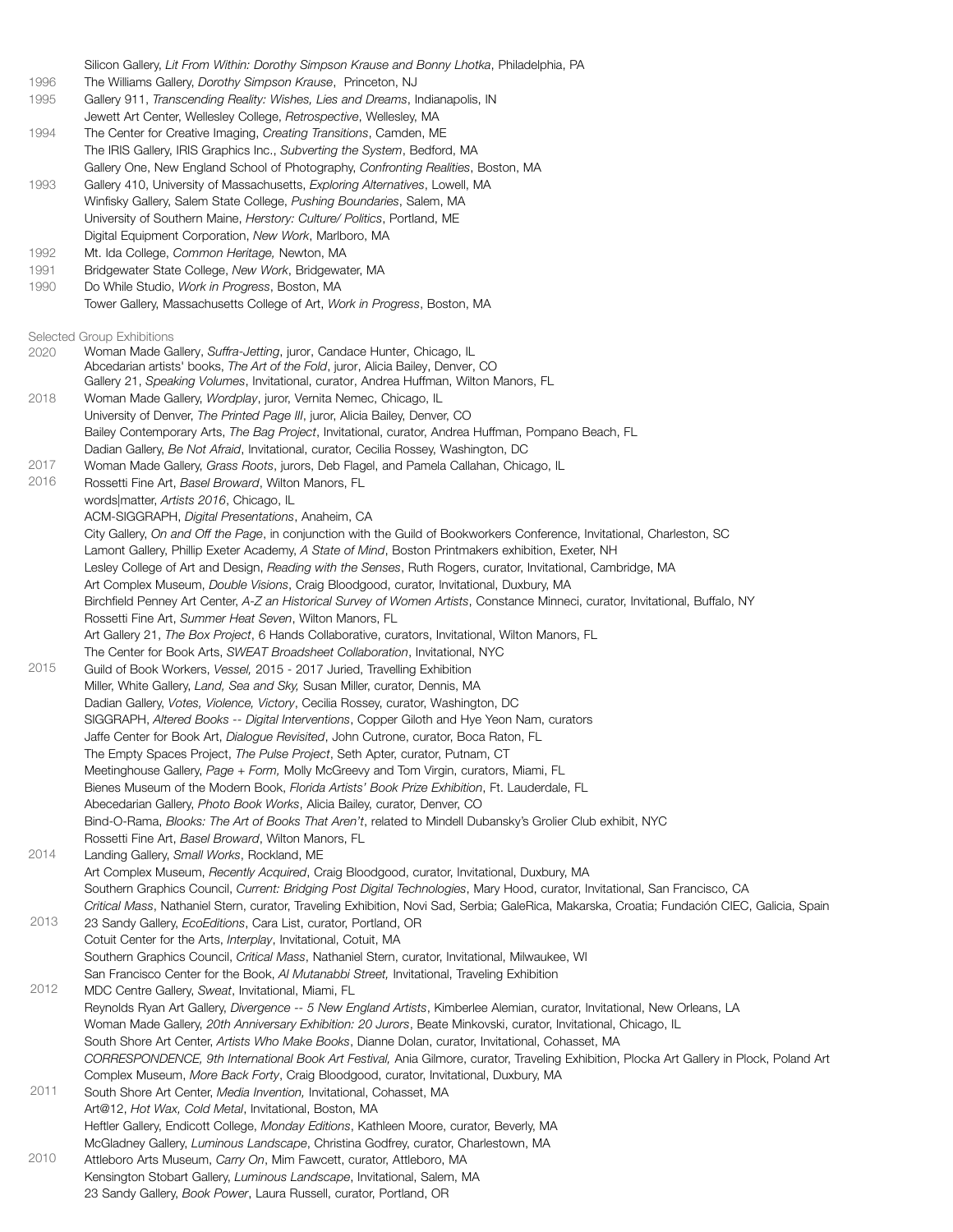Silicon Gallery, *Lit From Within: Dorothy Simpson Krause and Bonny Lhotka*, Philadelphia, PA

1996 The Williams Gallery, *Dorothy Simpson Krause*, Princeton, NJ

1995 Gallery 911, *Transcending Reality: Wishes, Lies and Dreams*, Indianapolis, IN
Jewett Art Center, Wellesley College, *Retrospective*, Wellesley, MA

1994 The Center for Creative Imaging, *Creating Transitions*, Camden, ME
The IRIS Gallery, IRIS Graphics Inc., *Subverting the System*, Bedford, MA
Gallery One, New England School of Photography, *Confronting Realities*, Boston, MA

1993 Gallery 410, University of Massachusetts, *Exploring Alternatives*, Lowell, MA
Winfisky Gallery, Salem State College, *Pushing Boundaries*, Salem, MA
University of Southern Maine, *Herstory: Culture/ Politics*, Portland, ME
Digital Equipment Corporation, *New Work*, Marlboro, MA

1992 Mt. Ida College, *Common Heritage,* Newton, MA

1991 Bridgewater State College, *New Work*, Bridgewater, MA

1990 Do While Studio, *Work in Progress*, Boston, MA
Tower Gallery, Massachusetts College of Art, *Work in Progress*, Boston, MA

Selected Group Exhibitions

2020 Woman Made Gallery, *Suffra-Jetting*, juror, Candace Hunter, Chicago, IL
Abcedarian artists' books, *The Art of the Fold*, juror, Alicia Bailey, Denver, CO
Gallery 21, *Speaking Volumes*, Invitational, curator, Andrea Huffman, Wilton Manors, FL

2018 Woman Made Gallery, *Wordplay*, juror, Vernita Nemec, Chicago, IL
University of Denver, *The Printed Page III*, juror, Alicia Bailey, Denver, CO
Bailey Contemporary Arts, *The Bag Project*, Invitational, curator, Andrea Huffman, Pompano Beach, FL
Dadian Gallery, *Be Not Afraid*, Invitational, curator, Cecilia Rossey, Washington, DC

2017 Woman Made Gallery, *Grass Roots*, jurors, Deb Flagel, and Pamela Callahan, Chicago, IL

2016 Rossetti Fine Art, *Basel Broward*, Wilton Manors, FL
words|matter, *Artists 2016*, Chicago, IL
ACM-SIGGRAPH, *Digital Presentations*, Anaheim, CA
City Gallery, *On and Off the Page*, in conjunction with the Guild of Bookworkers Conference, Invitational, Charleston, SC
Lamont Gallery, Phillip Exeter Academy, *A State of Mind*, Boston Printmakers exhibition, Exeter, NH
Lesley College of Art and Design, *Reading with the Senses*, Ruth Rogers, curator, Invitational, Cambridge, MA
Art Complex Museum, *Double Visions*, Craig Bloodgood, curator, Invitational, Duxbury, MA
Birchfield Penney Art Center, *A-Z an Historical Survey of Women Artists*, Constance Minneci, curator, Invitational, Buffalo, NY
Rossetti Fine Art, *Summer Heat Seven*, Wilton Manors, FL
Art Gallery 21, *The Box Project*, 6 Hands Collaborative, curators, Invitational, Wilton Manors, FL
The Center for Book Arts, *SWEAT Broadsheet Collaboration*, Invitational, NYC

2015 Guild of Book Workers, *Vessel,* 2015 - 2017 Juried, Travelling Exhibition
Miller, White Gallery, *Land, Sea and Sky,* Susan Miller, curator, Dennis, MA
Dadian Gallery, *Votes, Violence, Victory*, Cecilia Rossey, curator, Washington, DC
SIGGRAPH, *Altered Books -- Digital Interventions*, Copper Giloth and Hye Yeon Nam, curators
Jaffe Center for Book Art, *Dialogue Revisited*, John Cutrone, curator, Boca Raton, FL
The Empty Spaces Project, *The Pulse Project*, Seth Apter, curator, Putnam, CT
Meetinghouse Gallery, *Page + Form,* Molly McGreevy and Tom Virgin, curators, Miami, FL
Bienes Museum of the Modern Book, *Florida Artists' Book Prize Exhibition*, Ft. Lauderdale, FL
Abecedarian Gallery, *Photo Book Works*, Alicia Bailey, curator, Denver, CO
Bind-O-Rama, *Blooks: The Art of Books That Aren't*, related to Mindell Dubansky's Grolier Club exhibit, NYC
Rossetti Fine Art, *Basel Broward*, Wilton Manors, FL

2014 Landing Gallery, *Small Works*, Rockland, ME
Art Complex Museum, *Recently Acquired*, Craig Bloodgood, curator, Invitational, Duxbury, MA
Southern Graphics Council, *Current: Bridging Post Digital Technologies*, Mary Hood, curator, Invitational, San Francisco, CA
*Critical Mass*, Nathaniel Stern, curator, Traveling Exhibition, Novi Sad, Serbia; GaleRica, Makarska, Croatia; Fundación CIEC, Galicia, Spain

2013 23 Sandy Gallery, *EcoEditions*, Cara List, curator, Portland, OR
Cotuit Center for the Arts, *Interplay*, Invitational, Cotuit, MA
Southern Graphics Council, *Critical Mass*, Nathaniel Stern, curator, Invitational, Milwaukee, WI
San Francisco Center for the Book, *Al Mutanabbi Street,* Invitational, Traveling Exhibition

2012 MDC Centre Gallery, *Sweat*, Invitational, Miami, FL
Reynolds Ryan Art Gallery, *Divergence -- 5 New England Artists*, Kimberlee Alemian, curator, Invitational, New Orleans, LA
Woman Made Gallery, *20th Anniversary Exhibition: 20 Jurors*, Beate Minkovski, curator, Invitational, Chicago, IL
South Shore Art Center, *Artists Who Make Books*, Dianne Dolan, curator, Invitational, Cohasset, MA
*CORRESPONDENCE, 9th International Book Art Festival,* Ania Gilmore, curator, Traveling Exhibition, Plocka Art Gallery in Plock, Poland Art Complex Museum, *More Back Forty*, Craig Bloodgood, curator, Invitational, Duxbury, MA

2011 South Shore Art Center, *Media Invention,* Invitational, Cohasset, MA
Art@12, *Hot Wax, Cold Metal*, Invitational, Boston, MA
Heftler Gallery, Endicott College, *Monday Editions*, Kathleen Moore, curator, Beverly, MA
McGladney Gallery, *Luminous Landscape*, Christina Godfrey, curator, Charlestown, MA

2010 Attleboro Arts Museum, *Carry On*, Mim Fawcett, curator, Attleboro, MA
Kensington Stobart Gallery, *Luminous Landscape*, Invitational, Salem, MA
23 Sandy Gallery, *Book Power*, Laura Russell, curator, Portland, OR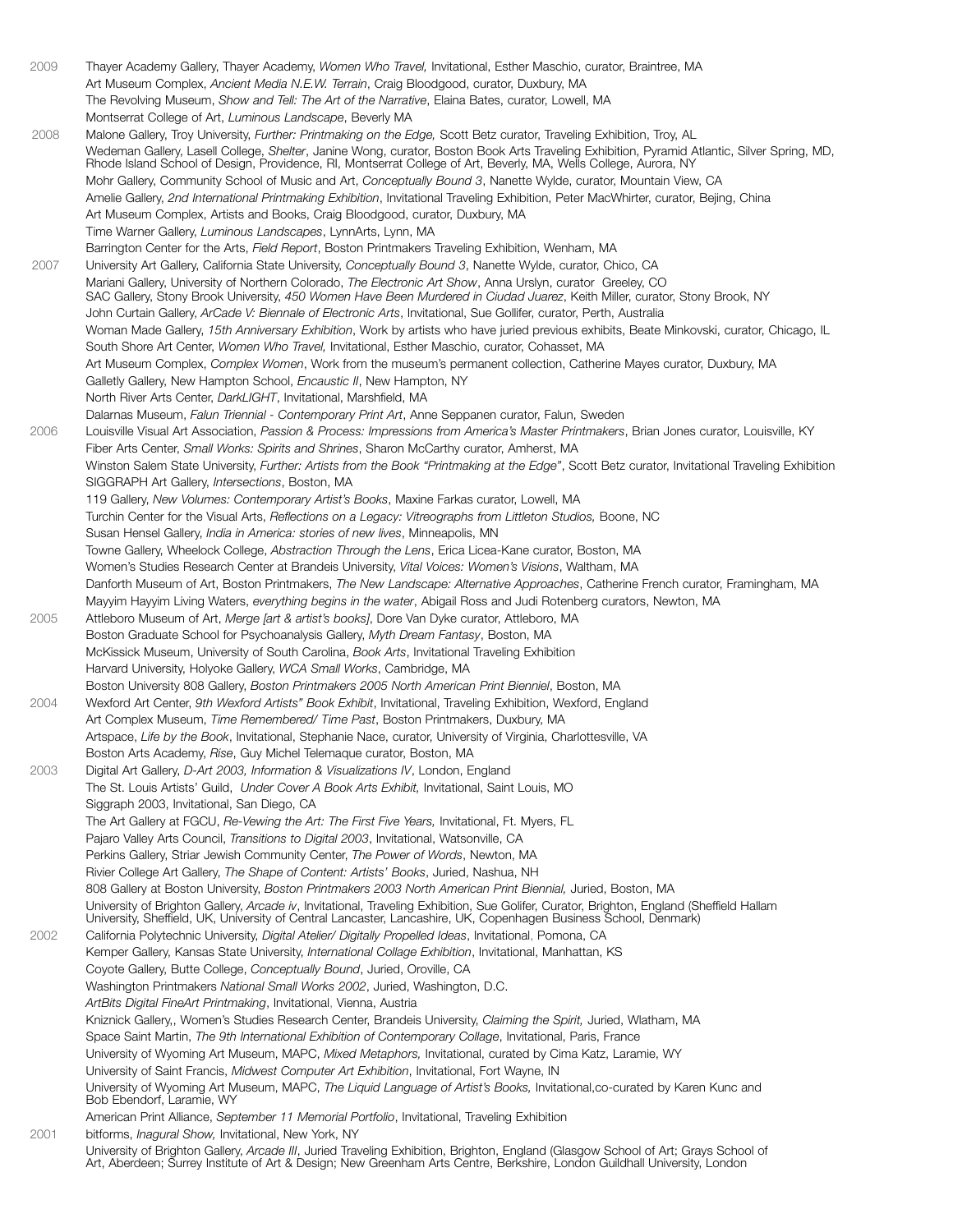**2009**

Thayer Academy Gallery, Thayer Academy, *Women Who Travel,* Invitational, Esther Maschio, curator, Braintree, MA
Art Museum Complex, *Ancient Media N.E.W. Terrain*, Craig Bloodgood, curator, Duxbury, MA
The Revolving Museum, *Show and Tell: The Art of the Narrative*, Elaina Bates, curator, Lowell, MA
Montserrat College of Art, *Luminous Landscape*, Beverly MA

**2008**

Malone Gallery, Troy University, *Further: Printmaking on the Edge,* Scott Betz curator, Traveling Exhibition, Troy, AL
Wedeman Gallery, Lasell College, *Shelter*, Janine Wong, curator, Boston Book Arts Traveling Exhibition, Pyramid Atlantic, Silver Spring, MD, Rhode Island School of Design, Providence, RI, Montserrat College of Art, Beverly, MA, Wells College, Aurora, NY
Mohr Gallery, Community School of Music and Art, *Conceptually Bound 3*, Nanette Wylde, curator, Mountain View, CA
Amelie Gallery, *2nd International Printmaking Exhibition*, Invitational Traveling Exhibition, Peter MacWhirter, curator, Bejing, China
Art Museum Complex, Artists and Books, Craig Bloodgood, curator, Duxbury, MA
Time Warner Gallery, *Luminous Landscapes*, LynnArts, Lynn, MA
Barrington Center for the Arts, *Field Report*, Boston Printmakers Traveling Exhibition, Wenham, MA

**2007**

University Art Gallery, California State University, *Conceptually Bound 3*, Nanette Wylde, curator, Chico, CA
Mariani Gallery, University of Northern Colorado, *The Electronic Art Show*, Anna Urslyn, curator Greeley, CO
SAC Gallery, Stony Brook University, *450 Women Have Been Murdered in Ciudad Juarez*, Keith Miller, curator, Stony Brook, NY
John Curtain Gallery, *ArCade V: Biennale of Electronic Arts*, Invitational, Sue Gollifer, curator, Perth, Australia
Woman Made Gallery, *15th Anniversary Exhibition*, Work by artists who have juried previous exhibits, Beate Minkovski, curator, Chicago, IL
South Shore Art Center, *Women Who Travel,* Invitational, Esther Maschio, curator, Cohasset, MA
Art Museum Complex, *Complex Women*, Work from the museum's permanent collection, Catherine Mayes curator, Duxbury, MA
Galletly Gallery, New Hampton School, *Encaustic II*, New Hampton, NY
North River Arts Center, *DarkLIGHT*, Invitational, Marshfield, MA
Dalarnas Museum, *Falun Triennial - Contemporary Print Art*, Anne Seppanen curator, Falun, Sweden

**2006**

Louisville Visual Art Association, *Passion & Process: Impressions from America's Master Printmakers*, Brian Jones curator, Louisville, KY
Fiber Arts Center, *Small Works: Spirits and Shrines*, Sharon McCarthy curator, Amherst, MA
Winston Salem State University, *Further: Artists from the Book "Printmaking at the Edge"*, Scott Betz curator, Invitational Traveling Exhibition
SIGGRAPH Art Gallery, *Intersections*, Boston, MA
119 Gallery, *New Volumes: Contemporary Artist's Books*, Maxine Farkas curator, Lowell, MA
Turchin Center for the Visual Arts, *Reflections on a Legacy: Vitreographs from Littleton Studios,* Boone, NC
Susan Hensel Gallery, *India in America: stories of new lives*, Minneapolis, MN
Towne Gallery, Wheelock College, *Abstraction Through the Lens*, Erica Licea-Kane curator, Boston, MA
Women's Studies Research Center at Brandeis University, *Vital Voices: Women's Visions*, Waltham, MA
Danforth Museum of Art, Boston Printmakers, *The New Landscape: Alternative Approaches*, Catherine French curator, Framingham, MA
Mayyim Hayyim Living Waters, *everything begins in the water*, Abigail Ross and Judi Rotenberg curators, Newton, MA

**2005**

Attleboro Museum of Art, *Merge [art & artist's books]*, Dore Van Dyke curator, Attleboro, MA
Boston Graduate School for Psychoanalysis Gallery, *Myth Dream Fantasy*, Boston, MA
McKissick Museum, University of South Carolina, *Book Arts*, Invitational Traveling Exhibition
Harvard University, Holyoke Gallery, *WCA Small Works*, Cambridge, MA
Boston University 808 Gallery, *Boston Printmakers 2005 North American Print Bienniel*, Boston, MA

**2004**

Wexford Art Center, *9th Wexford Artists" Book Exhibit*, Invitational, Traveling Exhibition, Wexford, England
Art Complex Museum, *Time Remembered/ Time Past*, Boston Printmakers, Duxbury, MA
Artspace, *Life by the Book*, Invitational, Stephanie Nace, curator, University of Virginia, Charlottesville, VA
Boston Arts Academy, *Rise*, Guy Michel Telemaque curator, Boston, MA

**2003**

Digital Art Gallery, *D-Art 2003, Information & Visualizations IV*, London, England
The St. Louis Artists' Guild, *Under Cover A Book Arts Exhibit,* Invitational, Saint Louis, MO
Siggraph 2003, Invitational, San Diego, CA
The Art Gallery at FGCU, *Re-Vewing the Art: The First Five Years,* Invitational, Ft. Myers, FL
Pajaro Valley Arts Council, *Transitions to Digital 2003*, Invitational, Watsonville, CA
Perkins Gallery, Striar Jewish Community Center, *The Power of Words*, Newton, MA
Rivier College Art Gallery, *The Shape of Content: Artists' Books*, Juried, Nashua, NH
808 Gallery at Boston University, *Boston Printmakers 2003 North American Print Biennial,* Juried, Boston, MA
University of Brighton Gallery, *Arcade iv*, Invitational, Traveling Exhibition, Sue Golifer, Curator, Brighton, England (Sheffield Hallam University, Sheffield, UK, University of Central Lancaster, Lancashire, UK, Copenhagen Business School, Denmark)

**2002**

California Polytechnic University, *Digital Atelier/ Digitally Propelled Ideas*, Invitational, Pomona, CA
Kemper Gallery, Kansas State University, *International Collage Exhibition*, Invitational, Manhattan, KS
Coyote Gallery, Butte College, *Conceptually Bound*, Juried, Oroville, CA
Washington Printmakers *National Small Works 2002*, Juried, Washington, D.C.
*ArtBits Digital FineArt Printmaking*, Invitational, Vienna, Austria
Kniznick Gallery,, Women's Studies Research Center, Brandeis University, *Claiming the Spirit,* Juried, Wlatham, MA
Space Saint Martin, *The 9th International Exhibition of Contemporary Collage*, Invitational, Paris, France
University of Wyoming Art Museum, MAPC, *Mixed Metaphors,* Invitational, curated by Cima Katz, Laramie, WY
University of Saint Francis, *Midwest Computer Art Exhibition*, Invitational, Fort Wayne, IN
University of Wyoming Art Museum, MAPC, *The Liquid Language of Artist's Books,* Invitational,co-curated by Karen Kunc and Bob Ebendorf, Laramie, WY
American Print Alliance, *September 11 Memorial Portfolio*, Invitational, Traveling Exhibition

**2001**

bitforms, *Inagural Show,* Invitational, New York, NY
University of Brighton Gallery, *Arcade III*, Juried Traveling Exhibition, Brighton, England (Glasgow School of Art; Grays School of Art, Aberdeen; Surrey Institute of Art & Design; New Greenham Arts Centre, Berkshire, London Guildhall University, London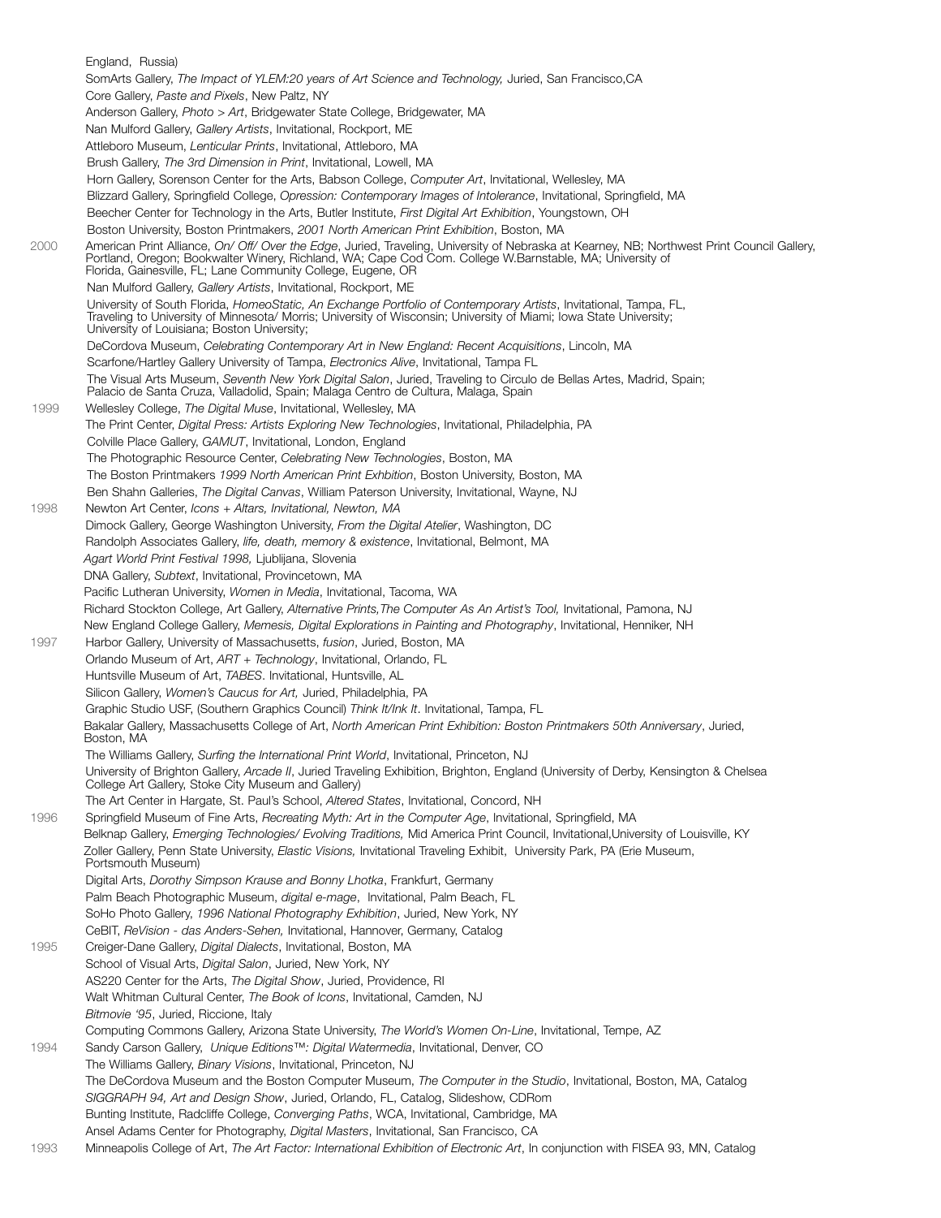England, Russia)

SomArts Gallery, *The Impact of YLEM:20 years of Art Science and Technology,* Juried, San Francisco,CA

Core Gallery, *Paste and Pixels*, New Paltz, NY

Anderson Gallery, *Photo > Art*, Bridgewater State College, Bridgewater, MA

Nan Mulford Gallery, *Gallery Artists*, Invitational, Rockport, ME

Attleboro Museum, *Lenticular Prints*, Invitational, Attleboro, MA

Brush Gallery, *The 3rd Dimension in Print*, Invitational, Lowell, MA

Horn Gallery, Sorenson Center for the Arts, Babson College, *Computer Art*, Invitational, Wellesley, MA

Blizzard Gallery, Springfield College, *Opression: Contemporary Images of Intolerance*, Invitational, Springfield, MA

Beecher Center for Technology in the Arts, Butler Institute, *First Digital Art Exhibition*, Youngstown, OH

Boston University, Boston Printmakers, *2001 North American Print Exhibition*, Boston, MA

**2000**

American Print Alliance, *On/ Off/ Over the Edge*, Juried, Traveling, University of Nebraska at Kearney, NB; Northwest Print Council Gallery, Portland, Oregon; Bookwalter Winery, Richland, WA; Cape Cod Com. College W.Barnstable, MA; University of Florida, Gainesville, FL; Lane Community College, Eugene, OR

Nan Mulford Gallery, *Gallery Artists*, Invitational, Rockport, ME

University of South Florida, *HomeoStatic, An Exchange Portfolio of Contemporary Artists*, Invitational, Tampa, FL, Traveling to University of Minnesota/ Morris; University of Wisconsin; University of Miami; Iowa State University; University of Louisiana; Boston University;

DeCordova Museum, *Celebrating Contemporary Art in New England: Recent Acquisitions*, Lincoln, MA

Scarfone/Hartley Gallery University of Tampa, *Electronics Alive*, Invitational, Tampa FL

The Visual Arts Museum, *Seventh New York Digital Salon*, Juried, Traveling to Circulo de Bellas Artes, Madrid, Spain; Palacio de Santa Cruza, Valladolid, Spain; Malaga Centro de Cultura, Malaga, Spain

**1999**

Wellesley College, *The Digital Muse*, Invitational, Wellesley, MA

The Print Center, *Digital Press: Artists Exploring New Technologies*, Invitational, Philadelphia, PA

Colville Place Gallery, *GAMUT*, Invitational, London, England

The Photographic Resource Center, *Celebrating New Technologies*, Boston, MA

The Boston Printmakers *1999 North American Print Exhbition*, Boston University, Boston, MA

Ben Shahn Galleries, *The Digital Canvas*, William Paterson University, Invitational, Wayne, NJ

**1998**

Newton Art Center, *Icons + Altars, Invitational, Newton, MA*

Dimock Gallery, George Washington University, *From the Digital Atelier*, Washington, DC

Randolph Associates Gallery, *life, death, memory & existence*, Invitational, Belmont, MA

*Agart World Print Festival 1998,* Ljublijana, Slovenia

DNA Gallery, *Subtext*, Invitational, Provincetown, MA

Pacific Lutheran University, *Women in Media*, Invitational, Tacoma, WA

Richard Stockton College, Art Gallery, *Alternative Prints,The Computer As An Artist's Tool,* Invitational, Pamona, NJ

New England College Gallery, *Memesis, Digital Explorations in Painting and Photography*, Invitational, Henniker, NH

**1997**

Harbor Gallery, University of Massachusetts, *fusion*, Juried, Boston, MA

Orlando Museum of Art, *ART + Technology*, Invitational, Orlando, FL

Huntsville Museum of Art, *TABES*. Invitational, Huntsville, AL

Silicon Gallery, *Women's Caucus for Art,* Juried, Philadelphia, PA

Graphic Studio USF, (Southern Graphics Council) *Think It/Ink It*. Invitational, Tampa, FL

Bakalar Gallery, Massachusetts College of Art, *North American Print Exhibition: Boston Printmakers 50th Anniversary*, Juried, Boston, MA

The Williams Gallery, *Surfing the International Print World*, Invitational, Princeton, NJ

University of Brighton Gallery, *Arcade II*, Juried Traveling Exhibition, Brighton, England (University of Derby, Kensington & Chelsea College Art Gallery, Stoke City Museum and Gallery)

The Art Center in Hargate, St. Paul's School, *Altered States*, Invitational, Concord, NH

**1996**

Springfield Museum of Fine Arts, *Recreating Myth: Art in the Computer Age*, Invitational, Springfield, MA

Belknap Gallery, *Emerging Technologies/ Evolving Traditions,* Mid America Print Council, Invitational,University of Louisville, KY

Zoller Gallery, Penn State University, *Elastic Visions,* Invitational Traveling Exhibit, University Park, PA (Erie Museum, Portsmouth Museum)

Digital Arts, *Dorothy Simpson Krause and Bonny Lhotka*, Frankfurt, Germany

Palm Beach Photographic Museum, *digital e-mage*, Invitational, Palm Beach, FL

SoHo Photo Gallery, *1996 National Photography Exhibition*, Juried, New York, NY

CeBIT, *ReVision - das Anders-Sehen,* Invitational, Hannover, Germany, Catalog

**1995**

Creiger-Dane Gallery, *Digital Dialects*, Invitational, Boston, MA

School of Visual Arts, *Digital Salon*, Juried, New York, NY

AS220 Center for the Arts, *The Digital Show*, Juried, Providence, RI

Walt Whitman Cultural Center, *The Book of Icons*, Invitational, Camden, NJ

*Bitmovie '95*, Juried, Riccione, Italy

Computing Commons Gallery, Arizona State University, *The World's Women On-Line*, Invitational, Tempe, AZ

**1994**

Sandy Carson Gallery, *Unique Editions™: Digital Watermedia*, Invitational, Denver, CO

The Williams Gallery, *Binary Visions*, Invitational, Princeton, NJ

The DeCordova Museum and the Boston Computer Museum, *The Computer in the Studio*, Invitational, Boston, MA, Catalog

*SIGGRAPH 94, Art and Design Show*, Juried, Orlando, FL, Catalog, Slideshow, CDRom

Bunting Institute, Radcliffe College, *Converging Paths*, WCA, Invitational, Cambridge, MA

Ansel Adams Center for Photography, *Digital Masters*, Invitational, San Francisco, CA

**1993**

Minneapolis College of Art, *The Art Factor: International Exhibition of Electronic Art*, In conjunction with FISEA 93, MN, Catalog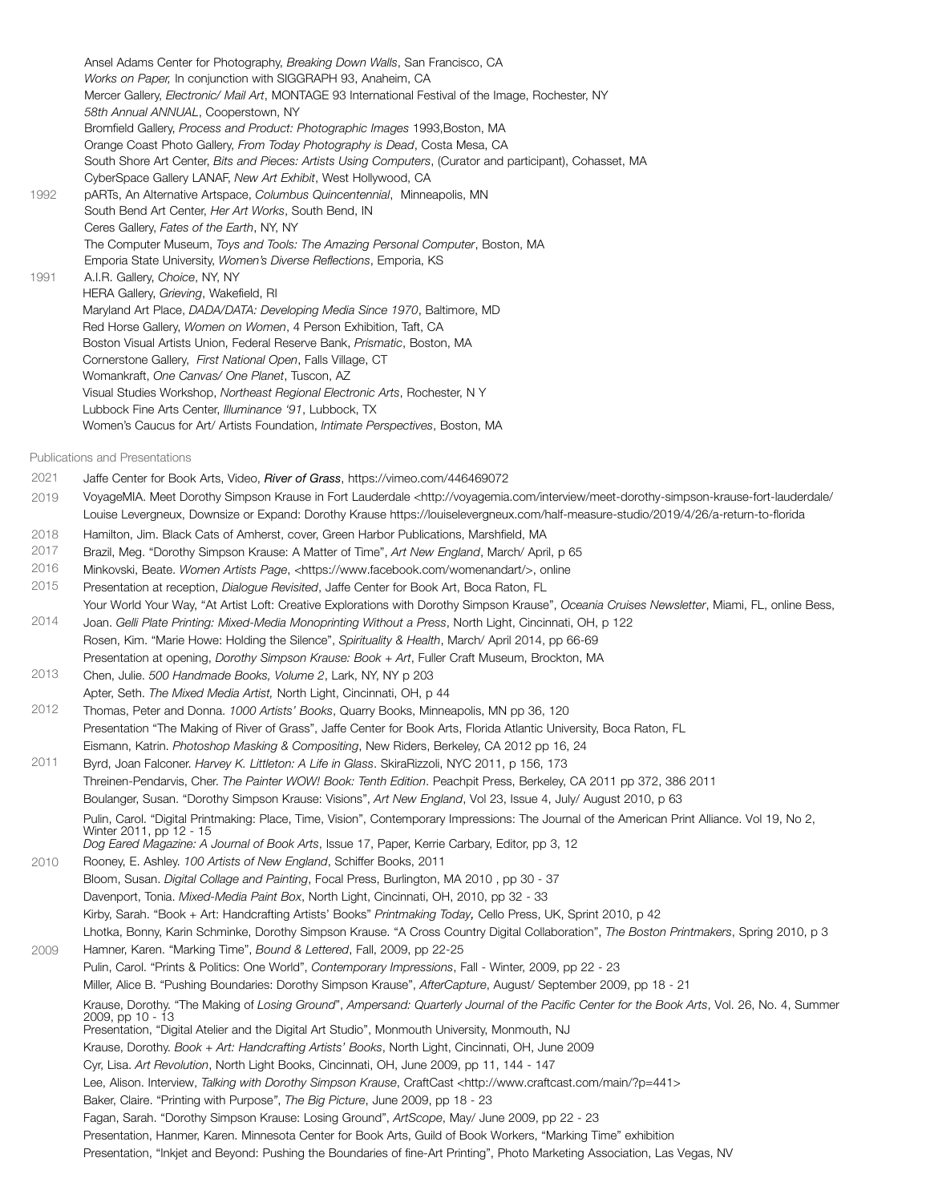Ansel Adams Center for Photography, *Breaking Down Walls*, San Francisco, CA
*Works on Paper,* In conjunction with SIGGRAPH 93, Anaheim, CA
Mercer Gallery, *Electronic/ Mail Art*, MONTAGE 93 International Festival of the Image, Rochester, NY
*58th Annual ANNUAL*, Cooperstown, NY
Bromfield Gallery, *Process and Product: Photographic Images* 1993,Boston, MA
Orange Coast Photo Gallery, *From Today Photography is Dead*, Costa Mesa, CA
South Shore Art Center, *Bits and Pieces: Artists Using Computers*, (Curator and participant), Cohasset, MA
CyberSpace Gallery LANAF, *New Art Exhibit*, West Hollywood, CA

1992 pARTs, An Alternative Artspace, *Columbus Quincentennial*, Minneapolis, MN
South Bend Art Center, *Her Art Works*, South Bend, IN
Ceres Gallery, *Fates of the Earth*, NY, NY
The Computer Museum, *Toys and Tools: The Amazing Personal Computer*, Boston, MA
Emporia State University, *Women's Diverse Reflections*, Emporia, KS

1991 A.I.R. Gallery, *Choice*, NY, NY
HERA Gallery, *Grieving*, Wakefield, RI
Maryland Art Place, *DADA/DATA: Developing Media Since 1970*, Baltimore, MD
Red Horse Gallery, *Women on Women*, 4 Person Exhibition, Taft, CA
Boston Visual Artists Union, Federal Reserve Bank, *Prismatic*, Boston, MA
Cornerstone Gallery, *First National Open*, Falls Village, CT
Womankraft, *One Canvas/ One Planet*, Tuscon, AZ
Visual Studies Workshop, *Northeast Regional Electronic Arts*, Rochester, N Y
Lubbock Fine Arts Center, *Illuminance '91*, Lubbock, TX
Women's Caucus for Art/ Artists Foundation, *Intimate Perspectives*, Boston, MA

## Publications and Presentations

2021 Jaffe Center for Book Arts, Video, ***River of Grass***, https://vimeo.com/446469072

2019 VoyageMIA. Meet Dorothy Simpson Krause in Fort Lauderdale <http://voyagemia.com/interview/meet-dorothy-simpson-krause-fort-lauderdale/
Louise Levergneux, Downsize or Expand: Dorothy Krause https://louiselevergneux.com/half-measure-studio/2019/4/26/a-return-to-florida

2018 Hamilton, Jim. Black Cats of Amherst, cover, Green Harbor Publications, Marshfield, MA

2017 Brazil, Meg. "Dorothy Simpson Krause: A Matter of Time", *Art New England*, March/ April, p 65

2016 Minkovski, Beate. *Women Artists Page*, <https://www.facebook.com/womenandart/>, online

2015 Presentation at reception, *Dialogue Revisited*, Jaffe Center for Book Art, Boca Raton, FL
Your World Your Way, "At Artist Loft: Creative Explorations with Dorothy Simpson Krause", *Oceania Cruises Newsletter*, Miami, FL, online Bess,

2014 Joan. *Gelli Plate Printing: Mixed-Media Monoprinting Without a Press*, North Light, Cincinnati, OH, p 122
Rosen, Kim. "Marie Howe: Holding the Silence", *Spirituality & Health*, March/ April 2014, pp 66-69
Presentation at opening, *Dorothy Simpson Krause: Book + Art*, Fuller Craft Museum, Brockton, MA

2013 Chen, Julie. *500 Handmade Books, Volume 2*, Lark, NY, NY p 203
Apter, Seth. *The Mixed Media Artist,* North Light, Cincinnati, OH, p 44

2012 Thomas, Peter and Donna. *1000 Artists' Books*, Quarry Books, Minneapolis, MN pp 36, 120
Presentation "The Making of River of Grass", Jaffe Center for Book Arts, Florida Atlantic University, Boca Raton, FL
Eismann, Katrin. *Photoshop Masking & Compositing*, New Riders, Berkeley, CA 2012 pp 16, 24

2011 Byrd, Joan Falconer. *Harvey K. Littleton: A Life in Glass*. SkiraRizzoli, NYC 2011, p 156, 173
Threinen-Pendarvis, Cher. *The Painter WOW! Book: Tenth Edition*. Peachpit Press, Berkeley, CA 2011 pp 372, 386 2011
Boulanger, Susan. "Dorothy Simpson Krause: Visions", *Art New England*, Vol 23, Issue 4, July/ August 2010, p 63
Pulin, Carol. "Digital Printmaking: Place, Time, Vision", Contemporary Impressions: The Journal of the American Print Alliance. Vol 19, No 2, Winter 2011, pp 12 - 15
*Dog Eared Magazine: A Journal of Book Arts*, Issue 17, Paper, Kerrie Carbary, Editor, pp 3, 12

2010 Rooney, E. Ashley. *100 Artists of New England*, Schiffer Books, 2011
Bloom, Susan. *Digital Collage and Painting*, Focal Press, Burlington, MA 2010 , pp 30 - 37
Davenport, Tonia. *Mixed-Media Paint Box*, North Light, Cincinnati, OH, 2010, pp 32 - 33
Kirby, Sarah. "Book + Art: Handcrafting Artists' Books" *Printmaking Today,* Cello Press, UK, Sprint 2010, p 42
Lhotka, Bonny, Karin Schminke, Dorothy Simpson Krause. "A Cross Country Digital Collaboration", *The Boston Printmakers*, Spring 2010, p 3

2009 Hamner, Karen. "Marking Time", *Bound & Lettered*, Fall, 2009, pp 22-25
Pulin, Carol. "Prints & Politics: One World", *Contemporary Impressions*, Fall - Winter, 2009, pp 22 - 23
Miller, Alice B. "Pushing Boundaries: Dorothy Simpson Krause", *AfterCapture*, August/ September 2009, pp 18 - 21
Krause, Dorothy. "The Making of *Losing Ground*", *Ampersand: Quarterly Journal of the Pacific Center for the Book Arts*, Vol. 26, No. 4, Summer 2009, pp 10 - 13
Presentation, "Digital Atelier and the Digital Art Studio", Monmouth University, Monmouth, NJ
Krause, Dorothy. *Book + Art: Handcrafting Artists' Books*, North Light, Cincinnati, OH, June 2009
Cyr, Lisa. *Art Revolution*, North Light Books, Cincinnati, OH, June 2009, pp 11, 144 - 147
Lee, Alison. Interview, *Talking with Dorothy Simpson Krause*, CraftCast <http://www.craftcast.com/main/?p=441>
Baker, Claire. "Printing with Purpose", *The Big Picture*, June 2009, pp 18 - 23
Fagan, Sarah. "Dorothy Simpson Krause: Losing Ground", *ArtScope*, May/ June 2009, pp 22 - 23
Presentation, Hanmer, Karen. Minnesota Center for Book Arts, Guild of Book Workers, "Marking Time" exhibition
Presentation, "Inkjet and Beyond: Pushing the Boundaries of fine-Art Printing", Photo Marketing Association, Las Vegas, NV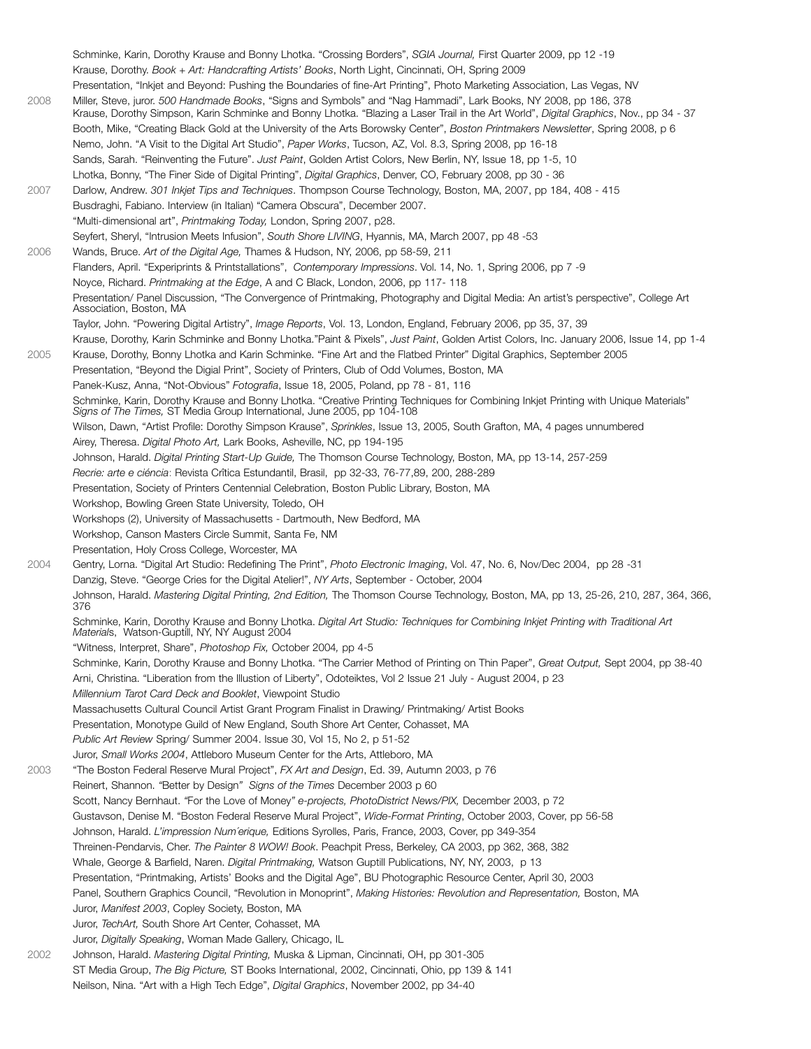Schminke, Karin, Dorothy Krause and Bonny Lhotka. "Crossing Borders", *SGIA Journal,* First Quarter 2009, pp 12 -19

Krause, Dorothy. *Book + Art: Handcrafting Artists' Books*, North Light, Cincinnati, OH, Spring 2009

Presentation, "Inkjet and Beyond: Pushing the Boundaries of fine-Art Printing", Photo Marketing Association, Las Vegas, NV

**2008**

Miller, Steve, juror. *500 Handmade Books*, "Signs and Symbols" and "Nag Hammadi", Lark Books, NY 2008, pp 186, 378

Krause, Dorothy Simpson, Karin Schminke and Bonny Lhotka. "Blazing a Laser Trail in the Art World", *Digital Graphics*, Nov., pp 34 - 37

Booth, Mike, "Creating Black Gold at the University of the Arts Borowsky Center", *Boston Printmakers Newsletter*, Spring 2008, p 6

Nemo, John. "A Visit to the Digital Art Studio", *Paper Works*, Tucson, AZ, Vol. 8.3, Spring 2008, pp 16-18

Sands, Sarah. "Reinventing the Future". *Just Paint*, Golden Artist Colors, New Berlin, NY, Issue 18, pp 1-5, 10

Lhotka, Bonny, "The Finer Side of Digital Printing", *Digital Graphics*, Denver, CO, February 2008, pp 30 - 36

**2007**

Darlow, Andrew. *301 Inkjet Tips and Techniques*. Thompson Course Technology, Boston, MA, 2007, pp 184, 408 - 415

Busdraghi, Fabiano. Interview (in Italian) "Camera Obscura", December 2007.

"Multi-dimensional art", *Printmaking Today,* London, Spring 2007, p28.

Seyfert, Sheryl, "Intrusion Meets Infusion", *South Shore LIVING*, Hyannis, MA, March 2007, pp 48 -53

**2006**

Wands, Bruce. *Art of the Digital Age,* Thames & Hudson, NY, 2006, pp 58-59, 211

Flanders, April. "Experiprints & Printstallations", *Contemporary Impressions*. Vol. 14, No. 1, Spring 2006, pp 7 -9

Noyce, Richard. *Printmaking at the Edge*, A and C Black, London, 2006, pp 117- 118

Presentation/ Panel Discussion, "The Convergence of Printmaking, Photography and Digital Media: An artist's perspective", College Art Association, Boston, MA

Taylor, John. "Powering Digital Artistry", *Image Reports*, Vol. 13, London, England, February 2006, pp 35, 37, 39

Krause, Dorothy, Karin Schminke and Bonny Lhotka."Paint & Pixels", *Just Paint*, Golden Artist Colors, Inc. January 2006, Issue 14, pp 1-4

**2005**

Krause, Dorothy, Bonny Lhotka and Karin Schminke. "Fine Art and the Flatbed Printer" Digital Graphics, September 2005

Presentation, "Beyond the Digial Print", Society of Printers, Club of Odd Volumes, Boston, MA

Panek-Kusz, Anna, "Not-Obvious" *Fotografia*, Issue 18, 2005, Poland, pp 78 - 81, 116

Schminke, Karin, Dorothy Krause and Bonny Lhotka. "Creative Printing Techniques for Combining Inkjet Printing with Unique Materials" *Signs of The Times,* ST Media Group International, June 2005, pp 104-108

Wilson, Dawn, "Artist Profile: Dorothy Simpson Krause", *Sprinkles*, Issue 13, 2005, South Grafton, MA, 4 pages unnumbered

Airey, Theresa. *Digital Photo Art,* Lark Books, Asheville, NC, pp 194-195

Johnson, Harald. *Digital Printing Start-Up Guide,* The Thomson Course Technology, Boston, MA, pp 13-14, 257-259

*Recrie: arte e ciência*: Revista Crîtica Estundantil, Brasil, pp 32-33, 76-77,89, 200, 288-289

Presentation, Society of Printers Centennial Celebration, Boston Public Library, Boston, MA

Workshop, Bowling Green State University, Toledo, OH

Workshops (2), University of Massachusetts - Dartmouth, New Bedford, MA

Workshop, Canson Masters Circle Summit, Santa Fe, NM

Presentation, Holy Cross College, Worcester, MA

**2004**

Gentry, Lorna. "Digital Art Studio: Redefining The Print", *Photo Electronic Imaging*, Vol. 47, No. 6, Nov/Dec 2004, pp 28 -31

Danzig, Steve. "George Cries for the Digital Atelier!", *NY Arts*, September - October, 2004

Johnson, Harald. *Mastering Digital Printing, 2nd Edition,* The Thomson Course Technology, Boston, MA, pp 13, 25-26, 210, 287, 364, 366, 376

Schminke, Karin, Dorothy Krause and Bonny Lhotka. *Digital Art Studio: Techniques for Combining Inkjet Printing with Traditional Art Materials*, Watson-Guptill, NY, NY August 2004

"Witness, Interpret, Share", *Photoshop Fix,* October 2004*,* pp 4-5

Schminke, Karin, Dorothy Krause and Bonny Lhotka. "The Carrier Method of Printing on Thin Paper", *Great Output,* Sept 2004, pp 38-40

Arni, Christina. "Liberation from the Illusion of Liberty", Odoteiktes, Vol 2 Issue 21 July - August 2004, p 23

*Millennium Tarot Card Deck and Booklet*, Viewpoint Studio

Massachusetts Cultural Council Artist Grant Program Finalist in Drawing/ Printmaking/ Artist Books

Presentation, Monotype Guild of New England, South Shore Art Center, Cohasset, MA

*Public Art Review* Spring/ Summer 2004. Issue 30, Vol 15, No 2, p 51-52

Juror, *Small Works 2004*, Attleboro Museum Center for the Arts, Attleboro, MA

**2003**

"The Boston Federal Reserve Mural Project", *FX Art and Design*, Ed. 39, Autumn 2003, p 76

Reinert, Shannon. "Better by Design" *Signs of the Times* December 2003 p 60

Scott, Nancy Bernhaut. "For the Love of Money" *e-projects, PhotoDistrict News/PIX,* December 2003, p 72

Gustavson, Denise M. "Boston Federal Reserve Mural Project", *Wide-Format Printing*, October 2003, Cover, pp 56-58

Johnson, Harald. *L'impression Num´erique,* Editions Syrolles, Paris, France, 2003, Cover, pp 349-354

Threinen-Pendarvis, Cher. *The Painter 8 WOW! Book*. Peachpit Press, Berkeley, CA 2003, pp 362, 368, 382

Whale, George & Barfield, Naren. *Digital Printmaking,* Watson Guptill Publications, NY, NY, 2003, p 13

Presentation, "Printmaking, Artists' Books and the Digital Age", BU Photographic Resource Center, April 30, 2003

Panel, Southern Graphics Council, "Revolution in Monoprint", *Making Histories: Revolution and Representation,* Boston, MA

Juror, *Manifest 2003*, Copley Society, Boston, MA

Juror, *TechArt,* South Shore Art Center, Cohasset, MA

Juror, *Digitally Speaking*, Woman Made Gallery, Chicago, IL

**2002**

Johnson, Harald. *Mastering Digital Printing,* Muska & Lipman, Cincinnati, OH, pp 301-305

ST Media Group, *The Big Picture,* ST Books International, 2002, Cincinnati, Ohio, pp 139 & 141

Neilson, Nina. "Art with a High Tech Edge", *Digital Graphics*, November 2002, pp 34-40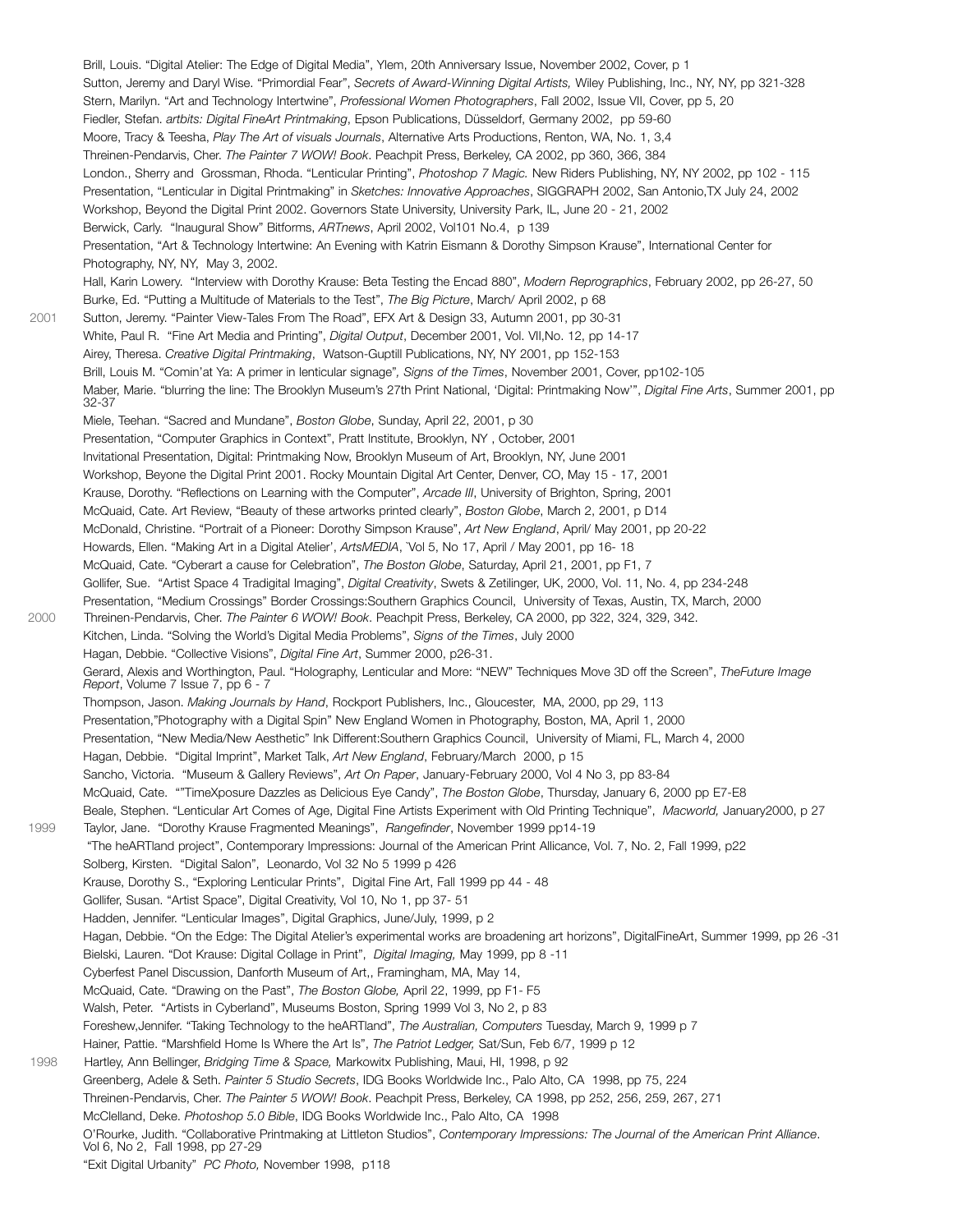Brill, Louis. “Digital Atelier: The Edge of Digital Media”, Ylem, 20th Anniversary Issue, November 2002, Cover, p 1

Sutton, Jeremy and Daryl Wise. “Primordial Fear”, *Secrets of Award-Winning Digital Artists,* Wiley Publishing, Inc., NY, NY, pp 321-328

Stern, Marilyn. “Art and Technology Intertwine”, *Professional Women Photographers*, Fall 2002, Issue VII, Cover, pp 5, 20

Fiedler, Stefan. *artbits: Digital FineArt Printmaking*, Epson Publications, Düsseldorf, Germany 2002, pp 59-60

Moore, Tracy & Teesha, *Play The Art of visuals Journals*, Alternative Arts Productions, Renton, WA, No. 1, 3,4

Threinen-Pendarvis, Cher. *The Painter 7 WOW! Book*. Peachpit Press, Berkeley, CA 2002, pp 360, 366, 384

London., Sherry and Grossman, Rhoda. “Lenticular Printing”, *Photoshop 7 Magic.* New Riders Publishing, NY, NY 2002, pp 102 - 115

Presentation, “Lenticular in Digital Printmaking” in *Sketches: Innovative Approaches*, SIGGRAPH 2002, San Antonio,TX July 24, 2002

Workshop, Beyond the Digital Print 2002. Governors State University, University Park, IL, June 20 - 21, 2002

Berwick, Carly. “Inaugural Show” Bitforms, *ARTnews*, April 2002, Vol101 No.4, p 139

Presentation, “Art & Technology Intertwine: An Evening with Katrin Eismann & Dorothy Simpson Krause”, International Center for Photography, NY, NY, May 3, 2002.

Hall, Karin Lowery. “Interview with Dorothy Krause: Beta Testing the Encad 880”, *Modern Reprographics*, February 2002, pp 26-27, 50

Burke, Ed. “Putting a Multitude of Materials to the Test”, *The Big Picture*, March/ April 2002, p 68

2001 Sutton, Jeremy. “Painter View-Tales From The Road”, EFX Art & Design 33, Autumn 2001, pp 30-31

White, Paul R. “Fine Art Media and Printing”, *Digital Output*, December 2001, Vol. VII,No. 12, pp 14-17

Airey, Theresa. *Creative Digital Printmaking*, Watson-Guptill Publications, NY, NY 2001, pp 152-153

Brill, Louis M. “Comin’at Ya: A primer in lenticular signage”*, Signs of the Times*, November 2001, Cover, pp102-105

Maber, Marie. “blurring the line: The Brooklyn Museum’s 27th Print National, ‘Digital: Printmaking Now’”, *Digital Fine Arts*, Summer 2001, pp 32-37

Miele, Teehan. “Sacred and Mundane”, *Boston Globe*, Sunday, April 22, 2001, p 30

Presentation, “Computer Graphics in Context”, Pratt Institute, Brooklyn, NY , October, 2001

Invitational Presentation, Digital: Printmaking Now, Brooklyn Museum of Art, Brooklyn, NY, June 2001

Workshop, Beyone the Digital Print 2001. Rocky Mountain Digital Art Center, Denver, CO, May 15 - 17, 2001

Krause, Dorothy. “Reflections on Learning with the Computer”, *Arcade III*, University of Brighton, Spring, 2001

McQuaid, Cate. Art Review, “Beauty of these artworks printed clearly”, *Boston Globe*, March 2, 2001, p D14

McDonald, Christine. “Portrait of a Pioneer: Dorothy Simpson Krause”, *Art New England*, April/ May 2001, pp 20-22

Howards, Ellen. “Making Art in a Digital Atelier’, *ArtsMEDIA*, `Vol 5, No 17, April / May 2001, pp 16- 18

McQuaid, Cate. “Cyberart a cause for Celebration”, *The Boston Globe*, Saturday, April 21, 2001, pp F1, 7

Gollifer, Sue. “Artist Space 4 Tradigital Imaging”, *Digital Creativity*, Swets & Zetilinger, UK, 2000, Vol. 11, No. 4, pp 234-248

Presentation, “Medium Crossings” Border Crossings:Southern Graphics Council, University of Texas, Austin, TX, March, 2000

2000 Threinen-Pendarvis, Cher. *The Painter 6 WOW! Book*. Peachpit Press, Berkeley, CA 2000, pp 322, 324, 329, 342.

Kitchen, Linda. “Solving the World’s Digital Media Problems”, *Signs of the Times*, July 2000

Hagan, Debbie. “Collective Visions”, *Digital Fine Art*, Summer 2000, p26-31.

Gerard, Alexis and Worthington, Paul. “Holography, Lenticular and More: “NEW” Techniques Move 3D off the Screen”, *TheFuture Image Report*, Volume 7 Issue 7, pp 6 - 7

Thompson, Jason. *Making Journals by Hand*, Rockport Publishers, Inc., Gloucester, MA, 2000, pp 29, 113

Presentation,”Photography with a Digital Spin” New England Women in Photography, Boston, MA, April 1, 2000

Presentation, “New Media/New Aesthetic” Ink Different:Southern Graphics Council, University of Miami, FL, March 4, 2000

Hagan, Debbie. “Digital Imprint”, Market Talk, *Art New England*, February/March 2000, p 15

Sancho, Victoria. “Museum & Gallery Reviews”, *Art On Paper*, January-February 2000, Vol 4 No 3, pp 83-84

McQuaid, Cate. “”TimeXposure Dazzles as Delicious Eye Candy”, *The Boston Globe*, Thursday, January 6, 2000 pp E7-E8

Beale, Stephen. “Lenticular Art Comes of Age, Digital Fine Artists Experiment with Old Printing Technique”, *Macworld,* January2000, p 27

1999 Taylor, Jane. “Dorothy Krause Fragmented Meanings”, *Rangefinder*, November 1999 pp14-19

“The heARTland project”, Contemporary Impressions: Journal of the American Print Allicance, Vol. 7, No. 2, Fall 1999, p22

Solberg, Kirsten. “Digital Salon”, Leonardo, Vol 32 No 5 1999 p 426

Krause, Dorothy S., “Exploring Lenticular Prints”, Digital Fine Art, Fall 1999 pp 44 - 48

Gollifer, Susan. “Artist Space”, Digital Creativity, Vol 10, No 1, pp 37- 51

Hadden, Jennifer. “Lenticular Images”, Digital Graphics, June/July, 1999, p 2

Hagan, Debbie. “On the Edge: The Digital Atelier’s experimental works are broadening art horizons”, DigitalFineArt, Summer 1999, pp 26 -31

Bielski, Lauren. “Dot Krause: Digital Collage in Print”, *Digital Imaging,* May 1999, pp 8 -11

Cyberfest Panel Discussion, Danforth Museum of Art,, Framingham, MA, May 14,

McQuaid, Cate. “Drawing on the Past”, *The Boston Globe,* April 22, 1999, pp F1- F5

Walsh, Peter. “Artists in Cyberland”, Museums Boston, Spring 1999 Vol 3, No 2, p 83

Foreshew,Jennifer. “Taking Technology to the heARTland”, *The Australian, Computers* Tuesday, March 9, 1999 p 7

Hainer, Pattie. “Marshfield Home Is Where the Art Is”, *The Patriot Ledger,* Sat/Sun, Feb 6/7, 1999 p 12

1998 Hartley, Ann Bellinger, *Bridging Time & Space,* Markowitx Publishing, Maui, HI, 1998, p 92

Greenberg, Adele & Seth. *Painter 5 Studio Secrets*, IDG Books Worldwide Inc., Palo Alto, CA 1998, pp 75, 224

Threinen-Pendarvis, Cher. *The Painter 5 WOW! Book*. Peachpit Press, Berkeley, CA 1998, pp 252, 256, 259, 267, 271

McClelland, Deke. *Photoshop 5.0 Bible*, IDG Books Worldwide Inc., Palo Alto, CA 1998

O’Rourke, Judith. “Collaborative Printmaking at Littleton Studios”, *Contemporary Impressions: The Journal of the American Print Alliance*. Vol 6, No 2, Fall 1998, pp 27-29

“Exit Digital Urbanity” *PC Photo,* November 1998, p118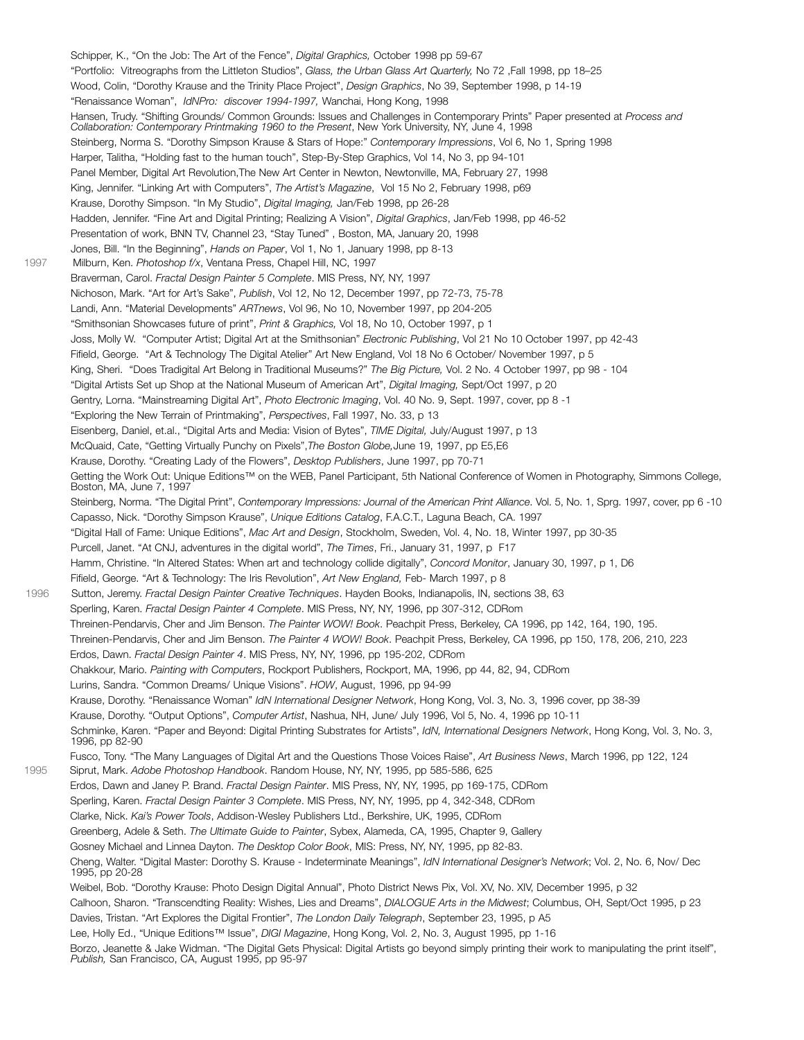Schipper, K., "On the Job: The Art of the Fence", *Digital Graphics,* October 1998 pp 59-67

"Portfolio: Vitreographs from the Littleton Studios", *Glass, the Urban Glass Art Quarterly,* No 72 ,Fall 1998, pp 18–25

Wood, Colin, "Dorothy Krause and the Trinity Place Project", *Design Graphics*, No 39, September 1998, p 14-19

"Renaissance Woman", *IdNPro: discover 1994-1997,* Wanchai, Hong Kong, 1998

Hansen, Trudy. "Shifting Grounds/ Common Grounds: Issues and Challenges in Contemporary Prints" Paper presented at *Process and Collaboration: Contemporary Printmaking 1960 to the Present*, New York University, NY, June 4, 1998

Steinberg, Norma S. "Dorothy Simpson Krause & Stars of Hope:" *Contemporary Impressions*, Vol 6, No 1, Spring 1998

Harper, Talitha, "Holding fast to the human touch", Step-By-Step Graphics, Vol 14, No 3, pp 94-101

Panel Member, Digital Art Revolution,The New Art Center in Newton, Newtonville, MA, February 27, 1998

King, Jennifer. "Linking Art with Computers", *The Artist's Magazine*, Vol 15 No 2, February 1998, p69

Krause, Dorothy Simpson. "In My Studio", *Digital Imaging,* Jan/Feb 1998, pp 26-28

Hadden, Jennifer. "Fine Art and Digital Printing; Realizing A Vision", *Digital Graphics*, Jan/Feb 1998, pp 46-52

Presentation of work, BNN TV, Channel 23, "Stay Tuned" , Boston, MA, January 20, 1998

Jones, Bill. "In the Beginning", *Hands on Paper*, Vol 1, No 1, January 1998, pp 8-13

1997 Milburn, Ken. *Photoshop f/x*, Ventana Press, Chapel Hill, NC, 1997

Braverman, Carol. *Fractal Design Painter 5 Complete*. MIS Press, NY, NY, 1997

Nichoson, Mark. "Art for Art's Sake", *Publish*, Vol 12, No 12, December 1997, pp 72-73, 75-78

Landi, Ann. "Material Developments" *ARTnews*, Vol 96, No 10, November 1997, pp 204-205

"Smithsonian Showcases future of print", *Print & Graphics,* Vol 18, No 10, October 1997, p 1

Joss, Molly W. "Computer Artist; Digital Art at the Smithsonian" *Electronic Publishing*, Vol 21 No 10 October 1997, pp 42-43

Fifield, George. "Art & Technology The Digital Atelier" Art New England, Vol 18 No 6 October/ November 1997, p 5

King, Sheri. "Does Tradigital Art Belong in Traditional Museums?" *The Big Picture,* Vol. 2 No. 4 October 1997, pp 98 - 104

"Digital Artists Set up Shop at the National Museum of American Art", *Digital Imaging,* Sept/Oct 1997, p 20

Gentry, Lorna. "Mainstreaming Digital Art", *Photo Electronic Imaging*, Vol. 40 No. 9, Sept. 1997, cover, pp 8 -1

"Exploring the New Terrain of Printmaking", *Perspectives*, Fall 1997, No. 33, p 13

Eisenberg, Daniel, et.al., "Digital Arts and Media: Vision of Bytes", *TIME Digital,* July/August 1997, p 13

McQuaid, Cate, "Getting Virtually Punchy on Pixels",*The Boston Globe,*June 19, 1997, pp E5,E6

Krause, Dorothy. "Creating Lady of the Flowers", *Desktop Publishers*, June 1997, pp 70-71

Getting the Work Out: Unique Editions™ on the WEB, Panel Participant, 5th National Conference of Women in Photography, Simmons College, Boston, MA, June 7, 1997

Steinberg, Norma. "The Digital Print", *Contemporary Impressions: Journal of the American Print Alliance*. Vol. 5, No. 1, Sprg. 1997, cover, pp 6 -10

Capasso, Nick. "Dorothy Simpson Krause", *Unique Editions Catalog*, F.A.C.T., Laguna Beach, CA. 1997

"Digital Hall of Fame: Unique Editions", *Mac Art and Design*, Stockholm, Sweden, Vol. 4, No. 18, Winter 1997, pp 30-35

Purcell, Janet. "At CNJ, adventures in the digital world", *The Times*, Fri., January 31, 1997, p F17

Hamm, Christine. "In Altered States: When art and technology collide digitally", *Concord Monitor*, January 30, 1997, p 1, D6

Fifield, George. "Art & Technology: The Iris Revolution", *Art New England,* Feb- March 1997, p 8

1996 Sutton, Jeremy. *Fractal Design Painter Creative Techniques*. Hayden Books, Indianapolis, IN, sections 38, 63

Sperling, Karen. *Fractal Design Painter 4 Complete*. MIS Press, NY, NY, 1996, pp 307-312, CDRom

Threinen-Pendarvis, Cher and Jim Benson. *The Painter WOW! Book*. Peachpit Press, Berkeley, CA 1996, pp 142, 164, 190, 195.

Threinen-Pendarvis, Cher and Jim Benson. *The Painter 4 WOW! Book*. Peachpit Press, Berkeley, CA 1996, pp 150, 178, 206, 210, 223

Erdos, Dawn. *Fractal Design Painter 4*. MIS Press, NY, NY, 1996, pp 195-202, CDRom

Chakkour, Mario. *Painting with Computers*, Rockport Publishers, Rockport, MA, 1996, pp 44, 82, 94, CDRom

Lurins, Sandra. "Common Dreams/ Unique Visions". *HOW*, August, 1996, pp 94-99

Krause, Dorothy. "Renaissance Woman" *IdN International Designer Network*, Hong Kong, Vol. 3, No. 3, 1996 cover, pp 38-39

Krause, Dorothy. "Output Options", *Computer Artist*, Nashua, NH, June/ July 1996, Vol 5, No. 4, 1996 pp 10-11

Schminke, Karen. "Paper and Beyond: Digital Printing Substrates for Artists", *IdN, International Designers Network*, Hong Kong, Vol. 3, No. 3, 1996, pp 82-90

Fusco, Tony. "The Many Languages of Digital Art and the Questions Those Voices Raise", *Art Business News*, March 1996, pp 122, 124

1995 Siprut, Mark. *Adobe Photoshop Handbook*. Random House, NY, NY, 1995, pp 585-586, 625

Erdos, Dawn and Janey P. Brand. *Fractal Design Painter*. MIS Press, NY, NY, 1995, pp 169-175, CDRom

Sperling, Karen. *Fractal Design Painter 3 Complete*. MIS Press, NY, NY, 1995, pp 4, 342-348, CDRom

Clarke, Nick. *Kai's Power Tools*, Addison-Wesley Publishers Ltd., Berkshire, UK, 1995, CDRom

Greenberg, Adele & Seth. *The Ultimate Guide to Painter*, Sybex, Alameda, CA, 1995, Chapter 9, Gallery

Gosney Michael and Linnea Dayton. *The Desktop Color Book*, MIS: Press, NY, NY, 1995, pp 82-83.

Cheng, Walter. "Digital Master: Dorothy S. Krause - Indeterminate Meanings", *IdN International Designer's Network*; Vol. 2, No. 6, Nov/ Dec 1995, pp 20-28

Weibel, Bob. "Dorothy Krause: Photo Design Digital Annual", Photo District News Pix, Vol. XV, No. XIV, December 1995, p 32

Calhoon, Sharon. "Transcendting Reality: Wishes, Lies and Dreams", *DIALOGUE Arts in the Midwest*; Columbus, OH, Sept/Oct 1995, p 23

Davies, Tristan. "Art Explores the Digital Frontier", *The London Daily Telegraph*, September 23, 1995, p A5

Lee, Holly Ed., "Unique Editions™ Issue", *DIGI Magazine*, Hong Kong, Vol. 2, No. 3, August 1995, pp 1-16

Borzo, Jeanette & Jake Widman. "The Digital Gets Physical: Digital Artists go beyond simply printing their work to manipulating the print itself", *Publish,* San Francisco, CA, August 1995, pp 95-97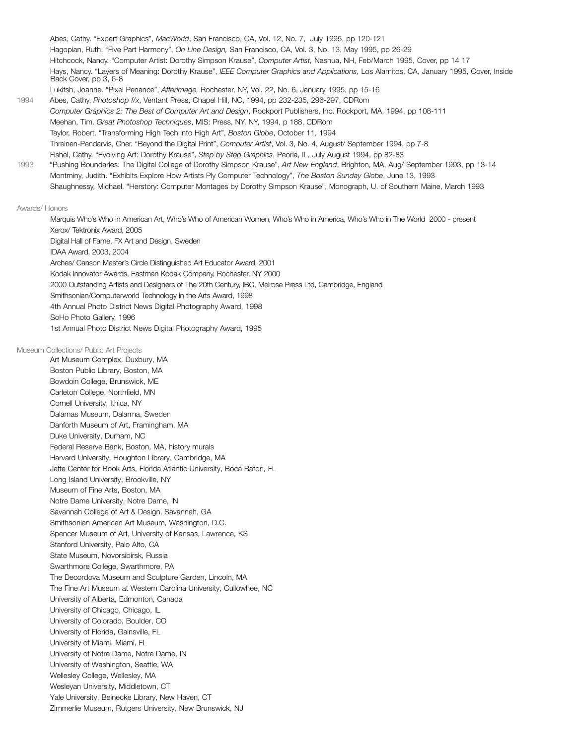Abes, Cathy. "Expert Graphics", *MacWorld*, San Francisco, CA, Vol. 12, No. 7, July 1995, pp 120-121

Hagopian, Ruth. "Five Part Harmony", *On Line Design,* San Francisco, CA, Vol. 3, No. 13, May 1995, pp 26-29

Hitchcock, Nancy. "Computer Artist: Dorothy Simpson Krause", *Computer Artist,* Nashua, NH, Feb/March 1995, Cover, pp 14 17

Hays, Nancy. "Layers of Meaning: Dorothy Krause", *IEEE Computer Graphics and Applications,* Los Alamitos, CA, January 1995, Cover, Inside Back Cover, pp 3, 6-8

Lukitsh, Joanne. "Pixel Penance", *Afterimage,* Rochester, NY, Vol. 22, No. 6, January 1995, pp 15-16

1994 Abes, Cathy. *Photoshop f/x*, Ventant Press, Chapel Hill, NC, 1994, pp 232-235, 296-297, CDRom

*Computer Graphics 2: The Best of Computer Art and Design*, Rockport Publishers, Inc. Rockport, MA, 1994, pp 108-111

Meehan, Tim. *Great Photoshop Techniques*, MIS: Press, NY, NY, 1994, p 188, CDRom

Taylor, Robert. "Transforming High Tech into High Art", *Boston Globe*, October 11, 1994

Threinen-Pendarvis, Cher. "Beyond the Digital Print", *Computer Artist*, Vol. 3, No. 4, August/ September 1994, pp 7-8

Fishel, Cathy. "Evolving Art: Dorothy Krause", *Step by Step Graphics*, Peoria, IL, July August 1994, pp 82-83

1993 "Pushing Boundaries: The Digital Collage of Dorothy Simpson Krause", *Art New England*, Brighton, MA, Aug/ September 1993, pp 13-14

Montminy, Judith. "Exhibits Explore How Artists Ply Computer Technology", *The Boston Sunday Globe*, June 13, 1993

Shaughnessy, Michael. "Herstory: Computer Montages by Dorothy Simpson Krause", Monograph, U. of Southern Maine, March 1993

## Awards/ Honors

Marquis Who's Who in American Art, Who's Who of American Women, Who's Who in America, Who's Who in The World 2000 - present

Xerox/ Tektronix Award, 2005

Digital Hall of Fame, FX Art and Design, Sweden

IDAA Award, 2003, 2004

Arches/ Canson Master's Circle Distinguished Art Educator Award, 2001

Kodak Innovator Awards, Eastman Kodak Company, Rochester, NY 2000

2000 Outstanding Artists and Designers of The 20th Century, IBC, Melrose Press Ltd, Cambridge, England

Smithsonian/Computerworld Technology in the Arts Award, 1998

4th Annual Photo District News Digital Photography Award, 1998

SoHo Photo Gallery, 1996

1st Annual Photo District News Digital Photography Award, 1995

## Museum Collections/ Public Art Projects

Art Museum Complex, Duxbury, MA

Boston Public Library, Boston, MA

Bowdoin College, Brunswick, ME

Carleton College, Northfield, MN

Cornell University, Ithica, NY

Dalarnas Museum, Dalarma, Sweden

Danforth Museum of Art, Framingham, MA

Duke University, Durham, NC

Federal Reserve Bank, Boston, MA, history murals

Harvard University, Houghton Library, Cambridge, MA

Jaffe Center for Book Arts, Florida Atlantic University, Boca Raton, FL

Long Island University, Brookville, NY

Museum of Fine Arts, Boston, MA

Notre Dame University, Notre Dame, IN

Savannah College of Art & Design, Savannah, GA

Smithsonian American Art Museum, Washington, D.C.

Spencer Museum of Art, University of Kansas, Lawrence, KS

Stanford University, Palo Alto, CA

State Museum, Novorsibirsk, Russia

Swarthmore College, Swarthmore, PA

The Decordova Museum and Sculpture Garden, Lincoln, MA

The Fine Art Museum at Western Carolina University, Cullowhee, NC

University of Alberta, Edmonton, Canada

University of Chicago, Chicago, IL

University of Colorado, Boulder, CO

University of Florida, Gainsville, FL

University of Miami, Miami, FL

University of Notre Dame, Notre Dame, IN

University of Washington, Seattle, WA

Wellesley College, Wellesley, MA

Wesleyan University, Middletown, CT

Yale University, Beinecke Library, New Haven, CT

Zimmerlie Museum, Rutgers University, New Brunswick, NJ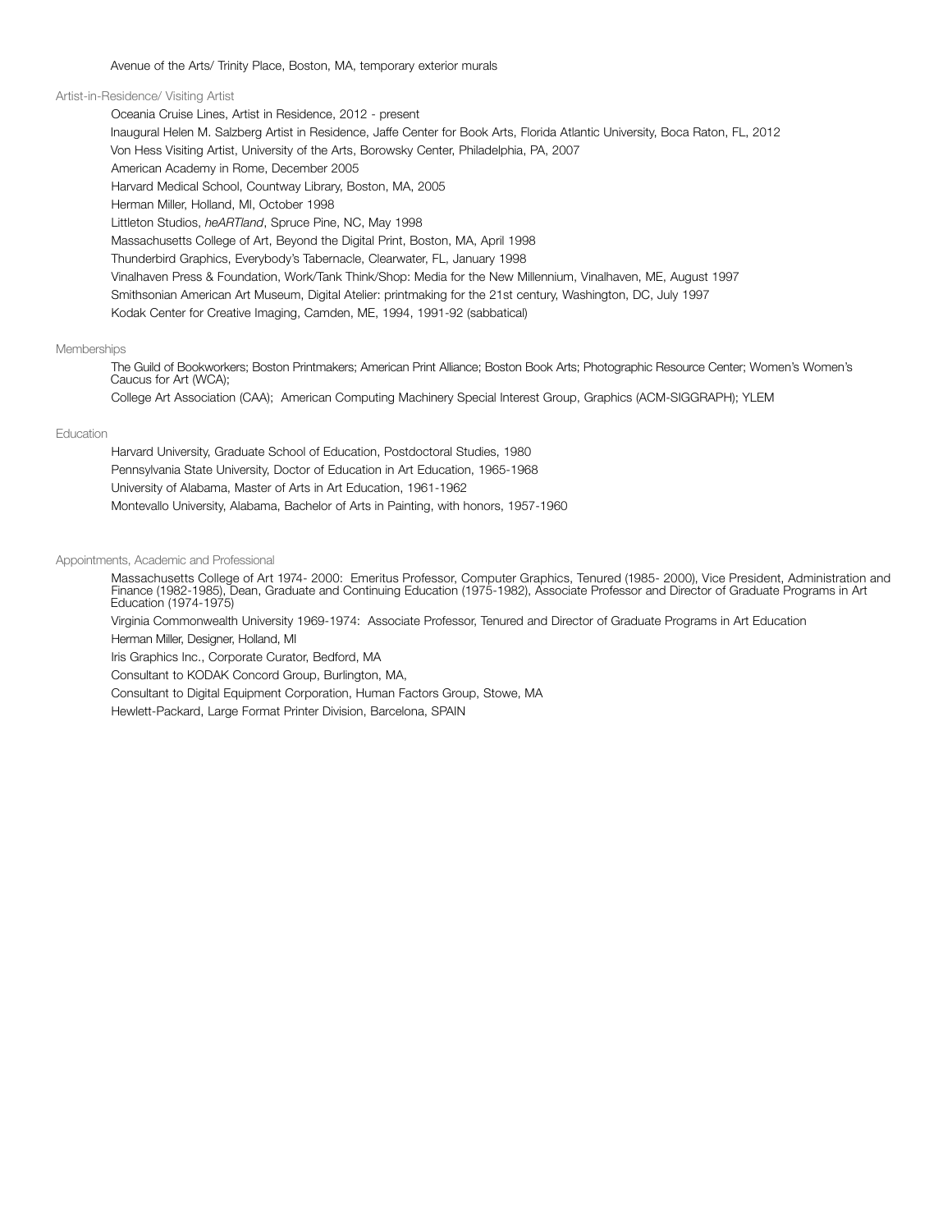Avenue of the Arts/ Trinity Place, Boston, MA, temporary exterior murals

## Artist-in-Residence/ Visiting Artist

Oceania Cruise Lines, Artist in Residence, 2012 - present

Inaugural Helen M. Salzberg Artist in Residence, Jaffe Center for Book Arts, Florida Atlantic University, Boca Raton, FL, 2012

Von Hess Visiting Artist, University of the Arts, Borowsky Center, Philadelphia, PA, 2007

American Academy in Rome, December 2005

Harvard Medical School, Countway Library, Boston, MA, 2005

Herman Miller, Holland, MI, October 1998

Littleton Studios, *heARTland*, Spruce Pine, NC, May 1998

Massachusetts College of Art, Beyond the Digital Print, Boston, MA, April 1998

Thunderbird Graphics, Everybody's Tabernacle, Clearwater, FL, January 1998

Vinalhaven Press & Foundation, Work/Tank Think/Shop: Media for the New Millennium, Vinalhaven, ME, August 1997

Smithsonian American Art Museum, Digital Atelier: printmaking for the 21st century, Washington, DC, July 1997

Kodak Center for Creative Imaging, Camden, ME, 1994, 1991-92 (sabbatical)

## Memberships

The Guild of Bookworkers; Boston Printmakers; American Print Alliance; Boston Book Arts; Photographic Resource Center; Women's Women's Caucus for Art (WCA);

College Art Association (CAA); American Computing Machinery Special Interest Group, Graphics (ACM-SIGGRAPH); YLEM

## Education

Harvard University, Graduate School of Education, Postdoctoral Studies, 1980

Pennsylvania State University, Doctor of Education in Art Education, 1965-1968

University of Alabama, Master of Arts in Art Education, 1961-1962

Montevallo University, Alabama, Bachelor of Arts in Painting, with honors, 1957-1960

## Appointments, Academic and Professional

Massachusetts College of Art 1974- 2000: Emeritus Professor, Computer Graphics, Tenured (1985- 2000), Vice President, Administration and Finance (1982-1985), Dean, Graduate and Continuing Education (1975-1982), Associate Professor and Director of Graduate Programs in Art Education (1974-1975)

Virginia Commonwealth University 1969-1974: Associate Professor, Tenured and Director of Graduate Programs in Art Education

Herman Miller, Designer, Holland, MI

Iris Graphics Inc., Corporate Curator, Bedford, MA

Consultant to KODAK Concord Group, Burlington, MA,

Consultant to Digital Equipment Corporation, Human Factors Group, Stowe, MA

Hewlett-Packard, Large Format Printer Division, Barcelona, SPAIN